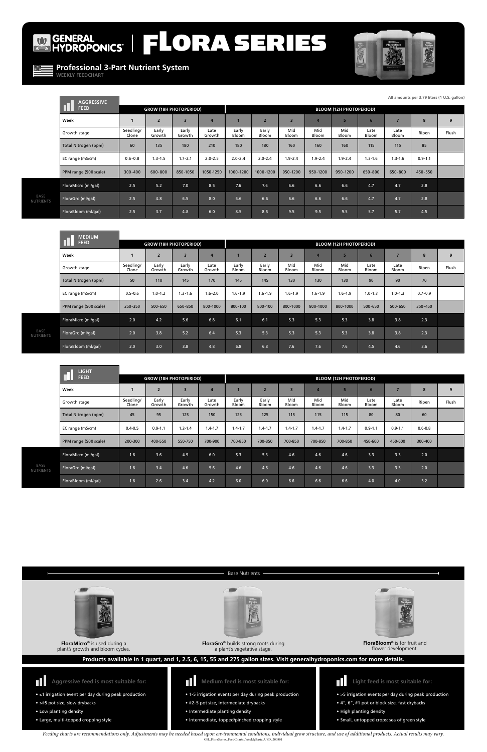# GENERAL HYDROPONICS | FLORA SERIES

## Professional 3-Part Nutrient System

WEEKLY FEEDCHART

All amounts per 3.79 liters (1 U.S. gallon)

### AGGRESSIVE FEED

| | | GROW (18H PHOTOPERIOD) | | | | BLOOM (12H PHOTOPERIOD) | | | | | | | | |
|---|---|---|---|---|---|---|---|---|---|---|---|---|---|---|
| | Week | 1 | 2 | 3 | 4 | 1 | 2 | 3 | 4 | 5 | 6 | 7 | 8 | 9 |
| | Growth stage | Seedling/ Clone | Early Growth | Early Growth | Late Growth | Early Bloom | Early Bloom | Mid Bloom | Mid Bloom | Mid Bloom | Late Bloom | Late Bloom | Ripen | Flush |
| | Total Nitrogen (ppm) | 60 | 135 | 180 | 210 | 180 | 180 | 160 | 160 | 160 | 115 | 115 | 85 | |
| | EC range (mS/cm) | 0.6-0.8 | 1.3-1.5 | 1.7-2.1 | 2.0-2.5 | 2.0-2.4 | 2.0-2.4 | 1.9-2.4 | 1.9-2.4 | 1.9-2.4 | 1.3-1.6 | 1.3-1.6 | 0.9-1.1 | |
| | PPM range (500 scale) | 300-400 | 600-800 | 850-1050 | 1050-1250 | 1000-1200 | 1000-1200 | 950-1200 | 950-1200 | 950-1200 | 650-800 | 650-800 | 450-550 | |
| BASE NUTRIENTS | FloraMicro (ml/gal) | 2.5 | 5.2 | 7.0 | 8.5 | 7.6 | 7.6 | 6.6 | 6.6 | 6.6 | 4.7 | 4.7 | 2.8 | |
| | FloraGro (ml/gal) | 2.5 | 4.8 | 6.5 | 8.0 | 6.6 | 6.6 | 6.6 | 6.6 | 6.6 | 4.7 | 4.7 | 2.8 | |
| | FloraBloom (ml/gal) | 2.5 | 3.7 | 4.8 | 6.0 | 8.5 | 8.5 | 9.5 | 9.5 | 9.5 | 5.7 | 5.7 | 4.5 | |

### MEDIUM FEED

| | | GROW (18H PHOTOPERIOD) | | | | BLOOM (12H PHOTOPERIOD) | | | | | | | | |
|---|---|---|---|---|---|---|---|---|---|---|---|---|---|---|
| | Week | 1 | 2 | 3 | 4 | 1 | 2 | 3 | 4 | 5 | 6 | 7 | 8 | 9 |
| | Growth stage | Seedling/ Clone | Early Growth | Early Growth | Late Growth | Early Bloom | Early Bloom | Mid Bloom | Mid Bloom | Mid Bloom | Late Bloom | Late Bloom | Ripen | Flush |
| | Total Nitrogen (ppm) | 50 | 110 | 145 | 170 | 145 | 145 | 130 | 130 | 130 | 90 | 90 | 70 | |
| | EC range (mS/cm) | 0.5-0.6 | 1.0-1.2 | 1.3-1.6 | 1.6-2.0 | 1.6-1.9 | 1.6-1.9 | 1.6-1.9 | 1.6-1.9 | 1.6-1.9 | 1.0-1.3 | 1.0-1.3 | 0.7-0.9 | |
| | PPM range (500 scale) | 250-350 | 500-650 | 650-850 | 800-1000 | 800-100 | 800-100 | 800-1000 | 800-1000 | 800-1000 | 500-650 | 500-650 | 350-450 | |
| BASE NUTRIENTS | FloraMicro (ml/gal) | 2.0 | 4.2 | 5.6 | 6.8 | 6.1 | 6.1 | 5.3 | 5.3 | 5.3 | 3.8 | 3.8 | 2.3 | |
| | FloraGro (ml/gal) | 2.0 | 3.8 | 5.2 | 6.4 | 5.3 | 5.3 | 5.3 | 5.3 | 5.3 | 3.8 | 3.8 | 2.3 | |
| | FloraBloom (ml/gal) | 2.0 | 3.0 | 3.8 | 4.8 | 6.8 | 6.8 | 7.6 | 7.6 | 7.6 | 4.5 | 4.6 | 3.6 | |

### LIGHT FEED

| | | GROW (18H PHOTOPERIOD) | | | | BLOOM (12H PHOTOPERIOD) | | | | | | | | |
|---|---|---|---|---|---|---|---|---|---|---|---|---|---|---|
| | Week | 1 | 2 | 3 | 4 | 1 | 2 | 3 | 4 | 5 | 6 | 7 | 8 | 9 |
| | Growth stage | Seedling/ Clone | Early Growth | Early Growth | Late Growth | Early Bloom | Early Bloom | Mid Bloom | Mid Bloom | Mid Bloom | Late Bloom | Late Bloom | Ripen | Flush |
| | Total Nitrogen (ppm) | 45 | 95 | 125 | 150 | 125 | 125 | 115 | 115 | 115 | 80 | 80 | 60 | |
| | EC range (mS/cm) | 0.4-0.5 | 0.9-1.1 | 1.2-1.4 | 1.4-1.7 | 1.4-1.7 | 1.4-1.7 | 1.4-1.7 | 1.4-1.7 | 1.4-1.7 | 0.9-1.1 | 0.9-1.1 | 0.6-0.8 | |
| | PPM range (500 scale) | 200-300 | 400-550 | 550-750 | 700-900 | 700-850 | 700-850 | 700-850 | 700-850 | 700-850 | 450-600 | 450-600 | 300-400 | |
| BASE NUTRIENTS | FloraMicro (ml/gal) | 1.8 | 3.6 | 4.9 | 6.0 | 5.3 | 5.3 | 4.6 | 4.6 | 4.6 | 3.3 | 3.3 | 2.0 | |
| | FloraGro (ml/gal) | 1.8 | 3.4 | 4.6 | 5.6 | 4.6 | 4.6 | 4.6 | 4.6 | 4.6 | 3.3 | 3.3 | 2.0 | |
| | FloraBloom (ml/gal) | 1.8 | 2.6 | 3.4 | 4.2 | 6.0 | 6.0 | 6.6 | 6.6 | 6.6 | 4.0 | 4.0 | 3.2 | |

### Base Nutrients

**FloraMicro®** is used during a plant's growth and bloom cycles.

**FloraGro®** builds strong roots during a plant's vegetative stage.

**FloraBloom®** is for fruit and flower development.

**Products available in 1 quart, and 1, 2.5, 6, 15, 55 and 275 gallon sizes. Visit generalhydroponics.com for more details.**

#### Aggressive feed is most suitable for:

- ≤1 irrigation event per day during peak production
- >#5 pot size, slow drybacks
- Low planting density
- Large, multi-topped cropping style

#### Medium feed is most suitable for:

- 1-5 irrigation events per day during peak production
- #2-5 pot size, intermediate drybacks
- Intermediate planting density
- Intermediate, topped/pinched cropping style

#### Light feed is most suitable for:

- >5 irrigation events per day during peak production
- 4", 6", #1 pot or block size, fast drybacks
- High planting density
- Small, untopped crops: sea of green style

*Feeding charts are recommendations only. Adjustments may be needed based upon environmental conditions, individual grow structure, and use of additional products. Actual results may vary.*

GH_FloraSeries_FeedCharts_WeeklyBasic_USD_200801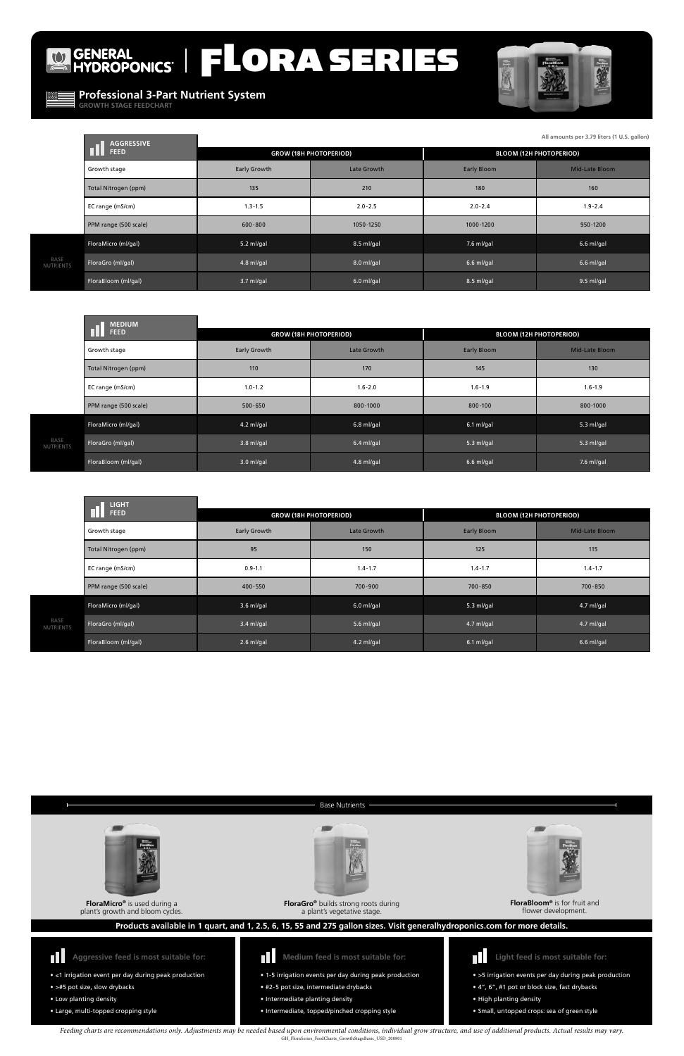# GENERAL HYDROPONICS® | FLORA SERIES

## Professional 3-Part Nutrient System

GROWTH STAGE FEEDCHART

All amounts per 3.79 liters (1 U.S. gallon)

| | AGGRESSIVE FEED | GROW (18H PHOTOPERIOD) | | BLOOM (12H PHOTOPERIOD) | |
|---|---|---|---|---|---|
| | Growth stage | Early Growth | Late Growth | Early Bloom | Mid-Late Bloom |
| | Total Nitrogen (ppm) | 135 | 210 | 180 | 160 |
| | EC range (mS/cm) | 1.3-1.5 | 2.0-2.5 | 2.0-2.4 | 1.9-2.4 |
| | PPM range (500 scale) | 600-800 | 1050-1250 | 1000-1200 | 950-1200 |
| BASE NUTRIENTS | FloraMicro (ml/gal) | 5.2 ml/gal | 8.5 ml/gal | 7.6 ml/gal | 6.6 ml/gal |
| | FloraGro (ml/gal) | 4.8 ml/gal | 8.0 ml/gal | 6.6 ml/gal | 6.6 ml/gal |
| | FloraBloom (ml/gal) | 3.7 ml/gal | 6.0 ml/gal | 8.5 ml/gal | 9.5 ml/gal |

| | MEDIUM FEED | GROW (18H PHOTOPERIOD) | | BLOOM (12H PHOTOPERIOD) | |
|---|---|---|---|---|---|
| | Growth stage | Early Growth | Late Growth | Early Bloom | Mid-Late Bloom |
| | Total Nitrogen (ppm) | 110 | 170 | 145 | 130 |
| | EC range (mS/cm) | 1.0-1.2 | 1.6-2.0 | 1.6-1.9 | 1.6-1.9 |
| | PPM range (500 scale) | 500-650 | 800-1000 | 800-100 | 800-1000 |
| BASE NUTRIENTS | FloraMicro (ml/gal) | 4.2 ml/gal | 6.8 ml/gal | 6.1 ml/gal | 5.3 ml/gal |
| | FloraGro (ml/gal) | 3.8 ml/gal | 6.4 ml/gal | 5.3 ml/gal | 5.3 ml/gal |
| | FloraBloom (ml/gal) | 3.0 ml/gal | 4.8 ml/gal | 6.6 ml/gal | 7.6 ml/gal |

| | LIGHT FEED | GROW (18H PHOTOPERIOD) | | BLOOM (12H PHOTOPERIOD) | |
|---|---|---|---|---|---|
| | Growth stage | Early Growth | Late Growth | Early Bloom | Mid-Late Bloom |
| | Total Nitrogen (ppm) | 95 | 150 | 125 | 115 |
| | EC range (mS/cm) | 0.9-1.1 | 1.4-1.7 | 1.4-1.7 | 1.4-1.7 |
| | PPM range (500 scale) | 400-550 | 700-900 | 700-850 | 700-850 |
| BASE NUTRIENTS | FloraMicro (ml/gal) | 3.6 ml/gal | 6.0 ml/gal | 5.3 ml/gal | 4.7 ml/gal |
| | FloraGro (ml/gal) | 3.4 ml/gal | 5.6 ml/gal | 4.7 ml/gal | 4.7 ml/gal |
| | FloraBloom (ml/gal) | 2.6 ml/gal | 4.2 ml/gal | 6.1 ml/gal | 6.6 ml/gal |

Base Nutrients

**FloraMicro®** is used during a plant's growth and bloom cycles.

**FloraGro®** builds strong roots during a plant's vegetative stage.

**FloraBloom®** is for fruit and flower development.

**Products available in 1 quart, and 1, 2.5, 6, 15, 55 and 275 gallon sizes. Visit generalhydroponics.com for more details.**

### Aggressive feed is most suitable for:

- ≤1 irrigation event per day during peak production
- >#5 pot size, slow drybacks
- Low planting density
- Large, multi-topped cropping style

### Medium feed is most suitable for:

- 1-5 irrigation events per day during peak production
- #2-5 pot size, intermediate drybacks
- Intermediate planting density
- Intermediate, topped/pinched cropping style

### Light feed is most suitable for:

- >5 irrigation events per day during peak production
- 4", 6", #1 pot or block size, fast drybacks
- High planting density
- Small, untopped crops: sea of green style

*Feeding charts are recommendations only. Adjustments may be needed based upon environmental conditions, individual grow structure, and use of additional products. Actual results may vary.*

GH_FloraSeries_FeedCharts_GrowthStageBasic_USD_200801